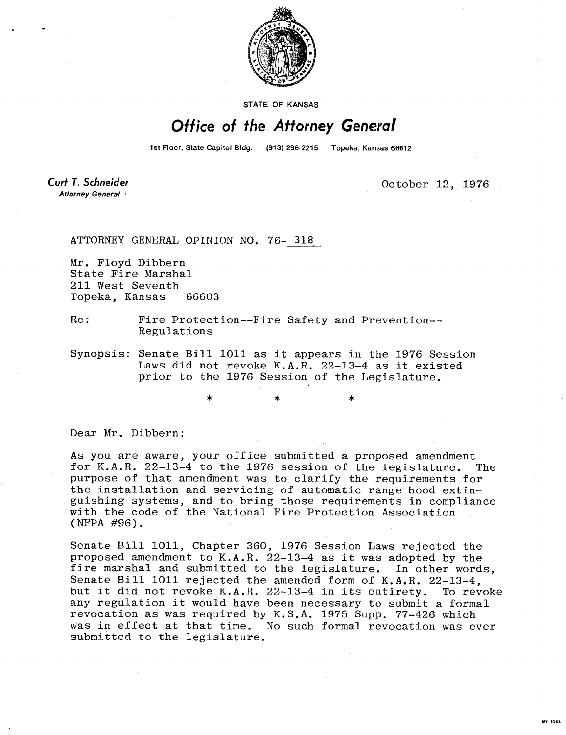STATE OF KANSAS

# *Office of the Attorney General*

1st Floor, State Capitol Bldg. (913) 296-2215 Topeka, Kansas 66612

***Curt T. Schneider***
*Attorney General*

October 12, 1976

ATTORNEY GENERAL OPINION NO. 76- 318

Mr. Floyd Dibbern
State Fire Marshal
211 West Seventh
Topeka, Kansas 66603

Re: Fire Protection--Fire Safety and Prevention--Regulations

Synopsis: Senate Bill 1011 as it appears in the 1976 Session Laws did not revoke K.A.R. 22-13-4 as it existed prior to the 1976 Session of the Legislature.

\* \* \*

Dear Mr. Dibbern:

As you are aware, your office submitted a proposed amendment for K.A.R. 22-13-4 to the 1976 session of the legislature. The purpose of that amendment was to clarify the requirements for the installation and servicing of automatic range hood extinguishing systems, and to bring those requirements in compliance with the code of the National Fire Protection Association (NFPA #96).

Senate Bill 1011, Chapter 360, 1976 Session Laws rejected the proposed amendment to K.A.R. 22-13-4 as it was adopted by the fire marshal and submitted to the legislature. In other words, Senate Bill 1011 rejected the amended form of K.A.R. 22-13-4, but it did not revoke K.A.R. 22-13-4 in its entirety. To revoke any regulation it would have been necessary to submit a formal revocation as was required by K.S.A. 1975 Supp. 77-426 which was in effect at that time. No such formal revocation was ever submitted to the legislature.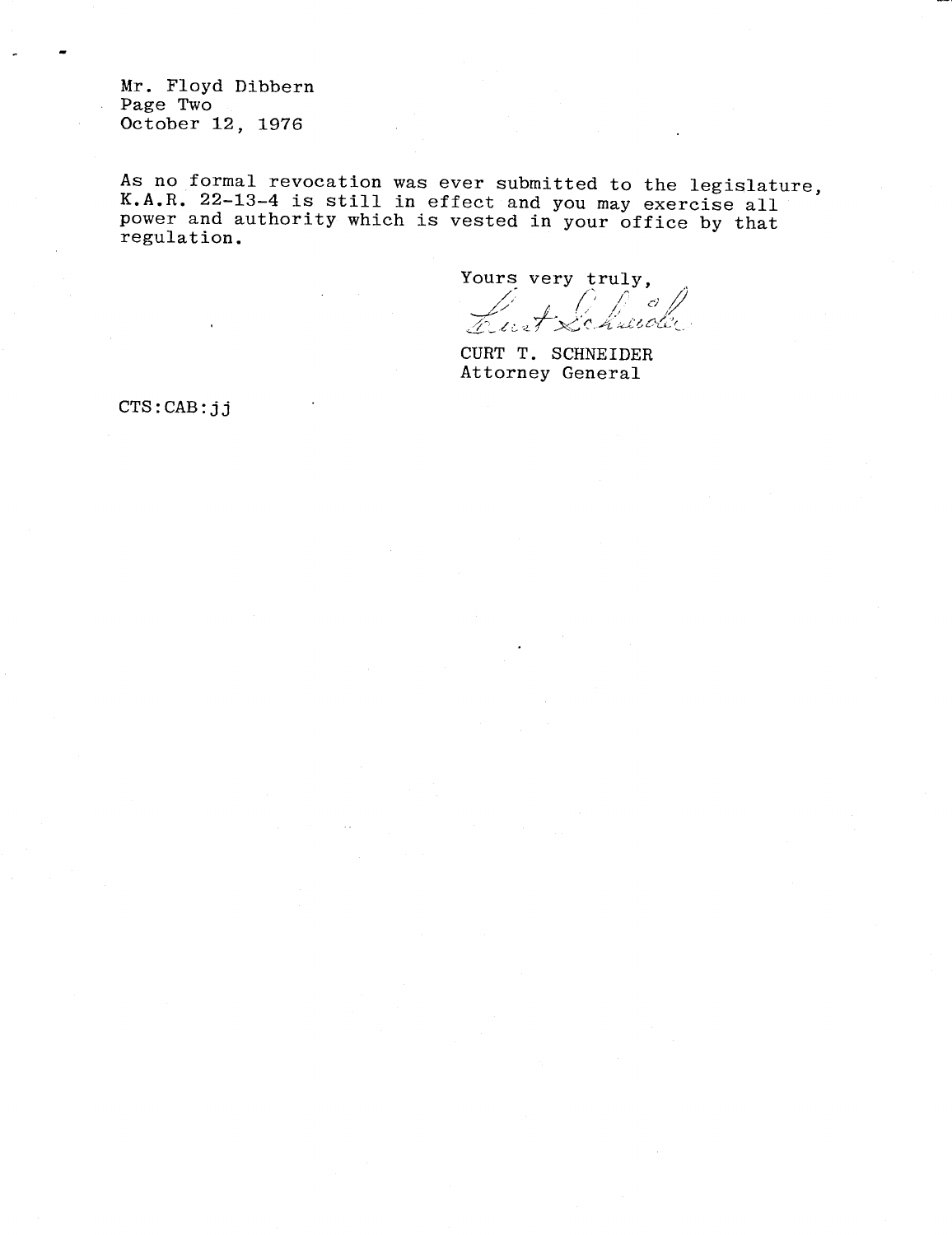Mr. Floyd Dibbern
Page Two
October 12, 1976

As no formal revocation was ever submitted to the legislature, K.A.R. 22-13-4 is still in effect and you may exercise all power and authority which is vested in your office by that regulation.

Yours very truly,

Curt Schneider

CURT T. SCHNEIDER
Attorney General

CTS:CAB:jj